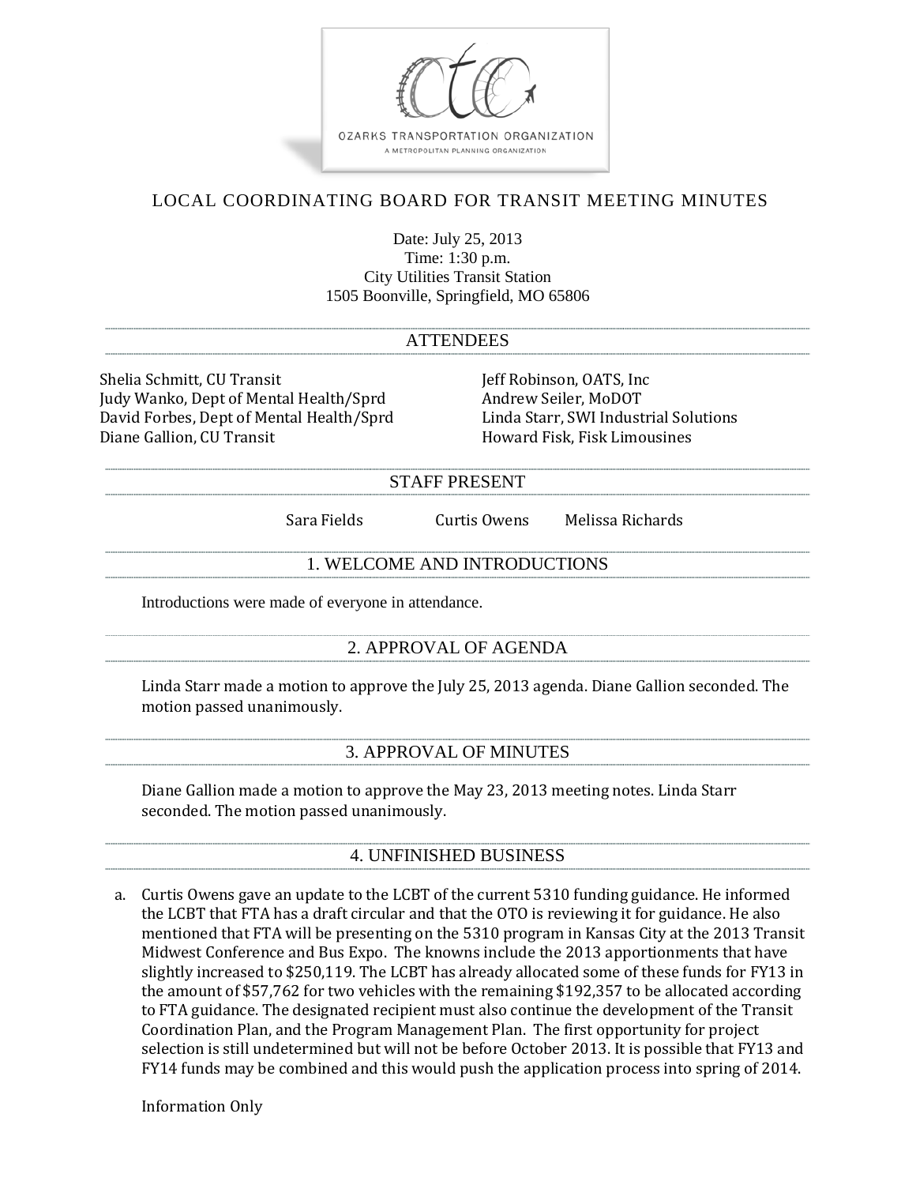OZARKS TRANSPORTATION ORGANIZATION

A METROPOLITAN PLANNING ORGANIZATION

# LOCAL COORDINATING BOARD FOR TRANSIT MEETING MINUTES

Date: July 25, 2013
Time: 1:30 p.m.
City Utilities Transit Station
1505 Boonville, Springfield, MO 65806

## ATTENDEES

Shelia Schmitt, CU Transit
Judy Wanko, Dept of Mental Health/Sprd
David Forbes, Dept of Mental Health/Sprd
Diane Gallion, CU Transit
Jeff Robinson, OATS, Inc
Andrew Seiler, MoDOT
Linda Starr, SWI Industrial Solutions
Howard Fisk, Fisk Limousines

## STAFF PRESENT

Sara Fields    Curtis Owens    Melissa Richards

## 1. WELCOME AND INTRODUCTIONS

Introductions were made of everyone in attendance.

## 2. APPROVAL OF AGENDA

Linda Starr made a motion to approve the July 25, 2013 agenda. Diane Gallion seconded. The motion passed unanimously.

## 3. APPROVAL OF MINUTES

Diane Gallion made a motion to approve the May 23, 2013 meeting notes. Linda Starr seconded. The motion passed unanimously.

## 4. UNFINISHED BUSINESS

a. Curtis Owens gave an update to the LCBT of the current 5310 funding guidance. He informed the LCBT that FTA has a draft circular and that the OTO is reviewing it for guidance. He also mentioned that FTA will be presenting on the 5310 program in Kansas City at the 2013 Transit Midwest Conference and Bus Expo. The knowns include the 2013 apportionments that have slightly increased to $250,119. The LCBT has already allocated some of these funds for FY13 in the amount of $57,762 for two vehicles with the remaining $192,357 to be allocated according to FTA guidance. The designated recipient must also continue the development of the Transit Coordination Plan, and the Program Management Plan. The first opportunity for project selection is still undetermined but will not be before October 2013. It is possible that FY13 and FY14 funds may be combined and this would push the application process into spring of 2014.

   Information Only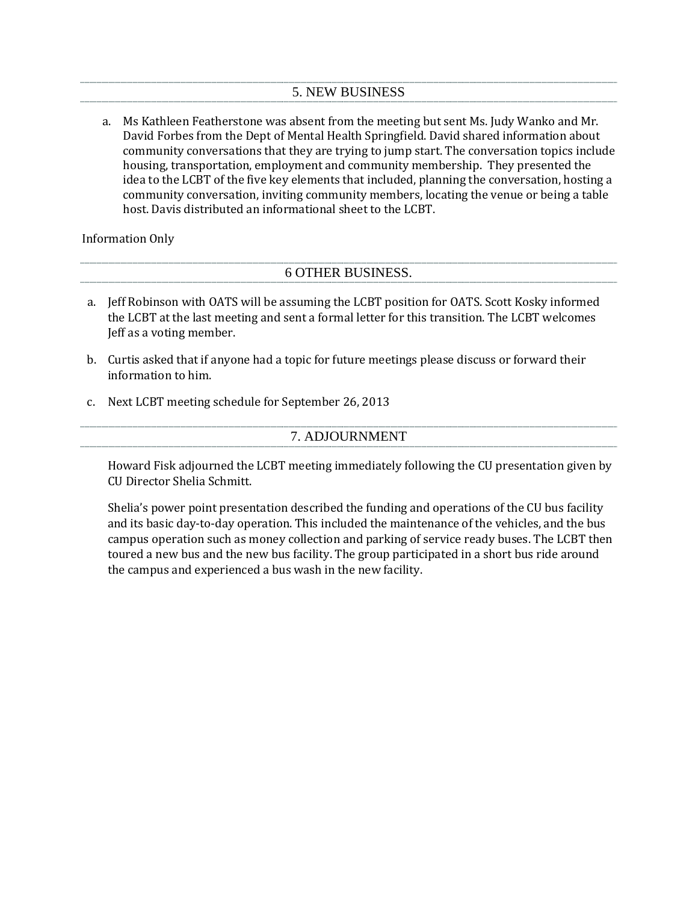## 5. NEW BUSINESS

a. Ms Kathleen Featherstone was absent from the meeting but sent Ms. Judy Wanko and Mr. David Forbes from the Dept of Mental Health Springfield. David shared information about community conversations that they are trying to jump start. The conversation topics include housing, transportation, employment and community membership. They presented the idea to the LCBT of the five key elements that included, planning the conversation, hosting a community conversation, inviting community members, locating the venue or being a table host. Davis distributed an informational sheet to the LCBT.

Information Only

## 6 OTHER BUSINESS.

a. Jeff Robinson with OATS will be assuming the LCBT position for OATS. Scott Kosky informed the LCBT at the last meeting and sent a formal letter for this transition. The LCBT welcomes Jeff as a voting member.

b. Curtis asked that if anyone had a topic for future meetings please discuss or forward their information to him.

c. Next LCBT meeting schedule for September 26, 2013

## 7. ADJOURNMENT

Howard Fisk adjourned the LCBT meeting immediately following the CU presentation given by CU Director Shelia Schmitt.

Shelia's power point presentation described the funding and operations of the CU bus facility and its basic day-to-day operation. This included the maintenance of the vehicles, and the bus campus operation such as money collection and parking of service ready buses. The LCBT then toured a new bus and the new bus facility. The group participated in a short bus ride around the campus and experienced a bus wash in the new facility.